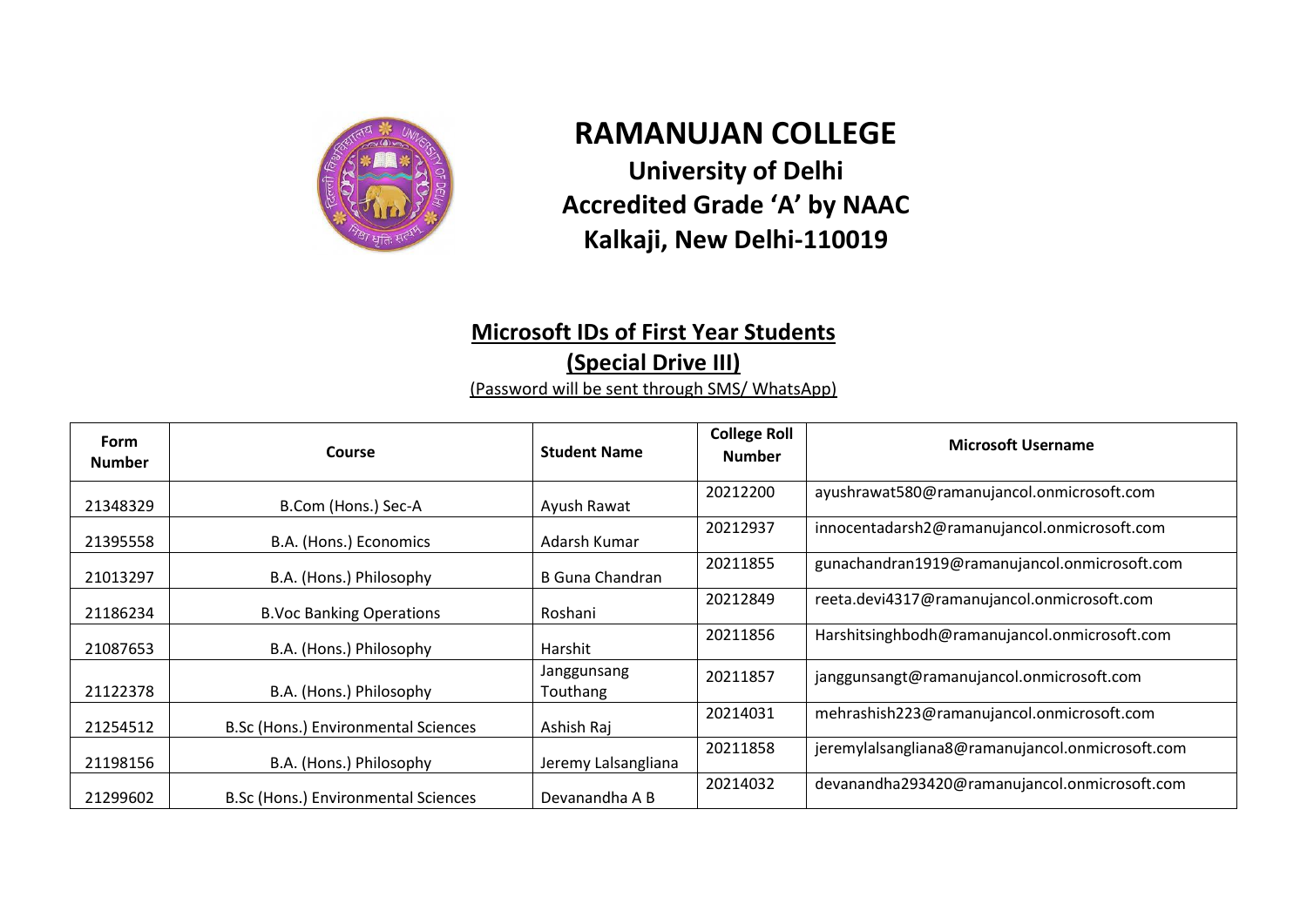# RAMANUJAN COLLEGE

## University of Delhi
## Accredited Grade 'A' by NAAC
## Kalkaji, New Delhi-110019

### Microsoft IDs of First Year Students
### (Special Drive III)

(Password will be sent through SMS/ WhatsApp)

| Form Number | Course | Student Name | College Roll Number | Microsoft Username |
|---|---|---|---|---|
| 21348329 | B.Com (Hons.) Sec-A | Ayush Rawat | 20212200 | ayushrawat580@ramanujancol.onmicrosoft.com |
| 21395558 | B.A. (Hons.) Economics | Adarsh Kumar | 20212937 | innocentadarsh2@ramanujancol.onmicrosoft.com |
| 21013297 | B.A. (Hons.) Philosophy | B Guna Chandran | 20211855 | gunachandran1919@ramanujancol.onmicrosoft.com |
| 21186234 | B.Voc Banking Operations | Roshani | 20212849 | reeta.devi4317@ramanujancol.onmicrosoft.com |
| 21087653 | B.A. (Hons.) Philosophy | Harshit | 20211856 | Harshitsinghbodh@ramanujancol.onmicrosoft.com |
| 21122378 | B.A. (Hons.) Philosophy | Janggunsang Touthang | 20211857 | janggunsangt@ramanujancol.onmicrosoft.com |
| 21254512 | B.Sc (Hons.) Environmental Sciences | Ashish Raj | 20214031 | mehrashish223@ramanujancol.onmicrosoft.com |
| 21198156 | B.A. (Hons.) Philosophy | Jeremy Lalsangliana | 20211858 | jeremylalsangliana8@ramanujancol.onmicrosoft.com |
| 21299602 | B.Sc (Hons.) Environmental Sciences | Devanandha A B | 20214032 | devanandha293420@ramanujancol.onmicrosoft.com |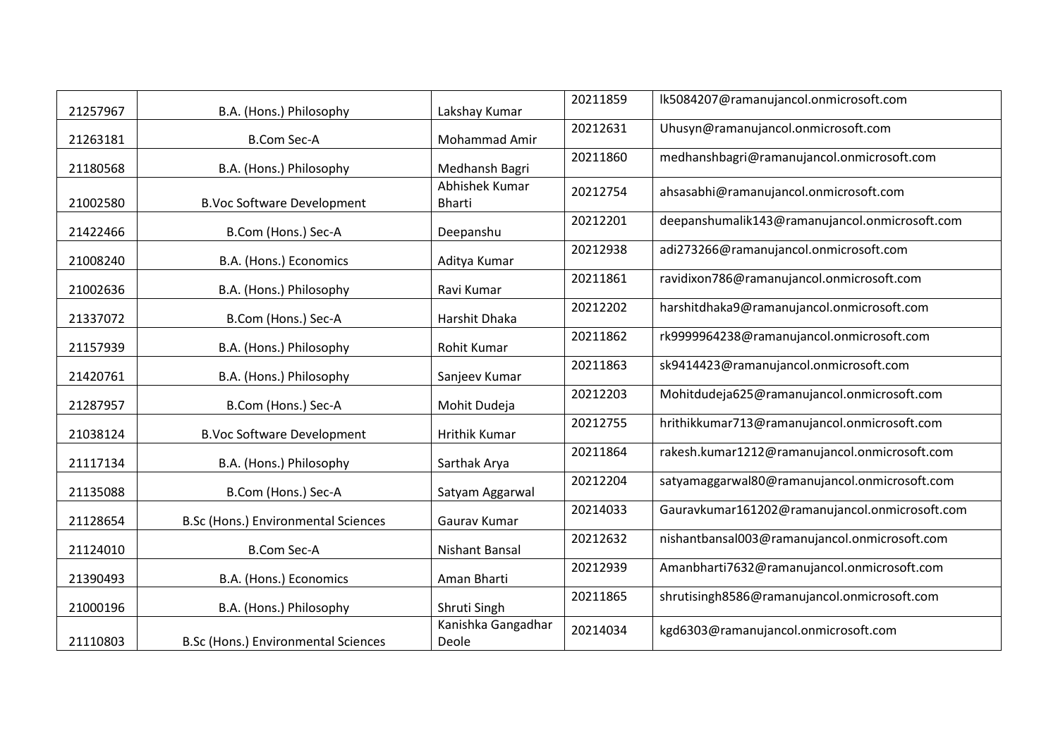| 21257967 | B.A. (Hons.) Philosophy | Lakshay Kumar | 20211859 | lk5084207@ramanujancol.onmicrosoft.com |
|---|---|---|---|---|
| 21263181 | B.Com Sec-A | Mohammad Amir | 20212631 | Uhusyn@ramanujancol.onmicrosoft.com |
| 21180568 | B.A. (Hons.) Philosophy | Medhansh Bagri | 20211860 | medhanshbagri@ramanujancol.onmicrosoft.com |
| 21002580 | B.Voc Software Development | Abhishek Kumar Bharti | 20212754 | ahsasabhi@ramanujancol.onmicrosoft.com |
| 21422466 | B.Com (Hons.) Sec-A | Deepanshu | 20212201 | deepanshumalik143@ramanujancol.onmicrosoft.com |
| 21008240 | B.A. (Hons.) Economics | Aditya Kumar | 20212938 | adi273266@ramanujancol.onmicrosoft.com |
| 21002636 | B.A. (Hons.) Philosophy | Ravi Kumar | 20211861 | ravidixon786@ramanujancol.onmicrosoft.com |
| 21337072 | B.Com (Hons.) Sec-A | Harshit Dhaka | 20212202 | harshitdhaka9@ramanujancol.onmicrosoft.com |
| 21157939 | B.A. (Hons.) Philosophy | Rohit Kumar | 20211862 | rk9999964238@ramanujancol.onmicrosoft.com |
| 21420761 | B.A. (Hons.) Philosophy | Sanjeev Kumar | 20211863 | sk9414423@ramanujancol.onmicrosoft.com |
| 21287957 | B.Com (Hons.) Sec-A | Mohit Dudeja | 20212203 | Mohitdudeja625@ramanujancol.onmicrosoft.com |
| 21038124 | B.Voc Software Development | Hrithik Kumar | 20212755 | hrithikkumar713@ramanujancol.onmicrosoft.com |
| 21117134 | B.A. (Hons.) Philosophy | Sarthak Arya | 20211864 | rakesh.kumar1212@ramanujancol.onmicrosoft.com |
| 21135088 | B.Com (Hons.) Sec-A | Satyam Aggarwal | 20212204 | satyamaggarwal80@ramanujancol.onmicrosoft.com |
| 21128654 | B.Sc (Hons.) Environmental Sciences | Gaurav Kumar | 20214033 | Gauravkumar161202@ramanujancol.onmicrosoft.com |
| 21124010 | B.Com Sec-A | Nishant Bansal | 20212632 | nishantbansal003@ramanujancol.onmicrosoft.com |
| 21390493 | B.A. (Hons.) Economics | Aman Bharti | 20212939 | Amanbharti7632@ramanujancol.onmicrosoft.com |
| 21000196 | B.A. (Hons.) Philosophy | Shruti Singh | 20211865 | shrutisingh8586@ramanujancol.onmicrosoft.com |
| 21110803 | B.Sc (Hons.) Environmental Sciences | Kanishka Gangadhar Deole | 20214034 | kgd6303@ramanujancol.onmicrosoft.com |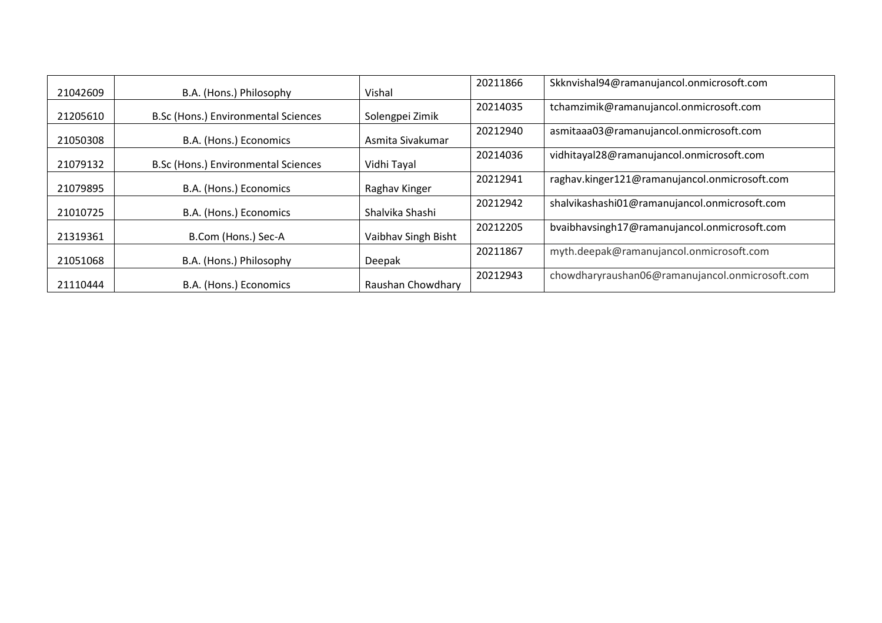| | | | | |
|---|---|---|---|---|
| 21042609 | B.A. (Hons.) Philosophy | Vishal | 20211866 | Skknvishal94@ramanujancol.onmicrosoft.com |
| 21205610 | B.Sc (Hons.) Environmental Sciences | Solengpei Zimik | 20214035 | tchamzimik@ramanujancol.onmicrosoft.com |
| 21050308 | B.A. (Hons.) Economics | Asmita Sivakumar | 20212940 | asmitaaa03@ramanujancol.onmicrosoft.com |
| 21079132 | B.Sc (Hons.) Environmental Sciences | Vidhi Tayal | 20214036 | vidhitayal28@ramanujancol.onmicrosoft.com |
| 21079895 | B.A. (Hons.) Economics | Raghav Kinger | 20212941 | raghav.kinger121@ramanujancol.onmicrosoft.com |
| 21010725 | B.A. (Hons.) Economics | Shalvika Shashi | 20212942 | shalvikashashi01@ramanujancol.onmicrosoft.com |
| 21319361 | B.Com (Hons.) Sec-A | Vaibhav Singh Bisht | 20212205 | bvaibhavsingh17@ramanujancol.onmicrosoft.com |
| 21051068 | B.A. (Hons.) Philosophy | Deepak | 20211867 | myth.deepak@ramanujancol.onmicrosoft.com |
| 21110444 | B.A. (Hons.) Economics | Raushan Chowdhary | 20212943 | chowdharyraushan06@ramanujancol.onmicrosoft.com |